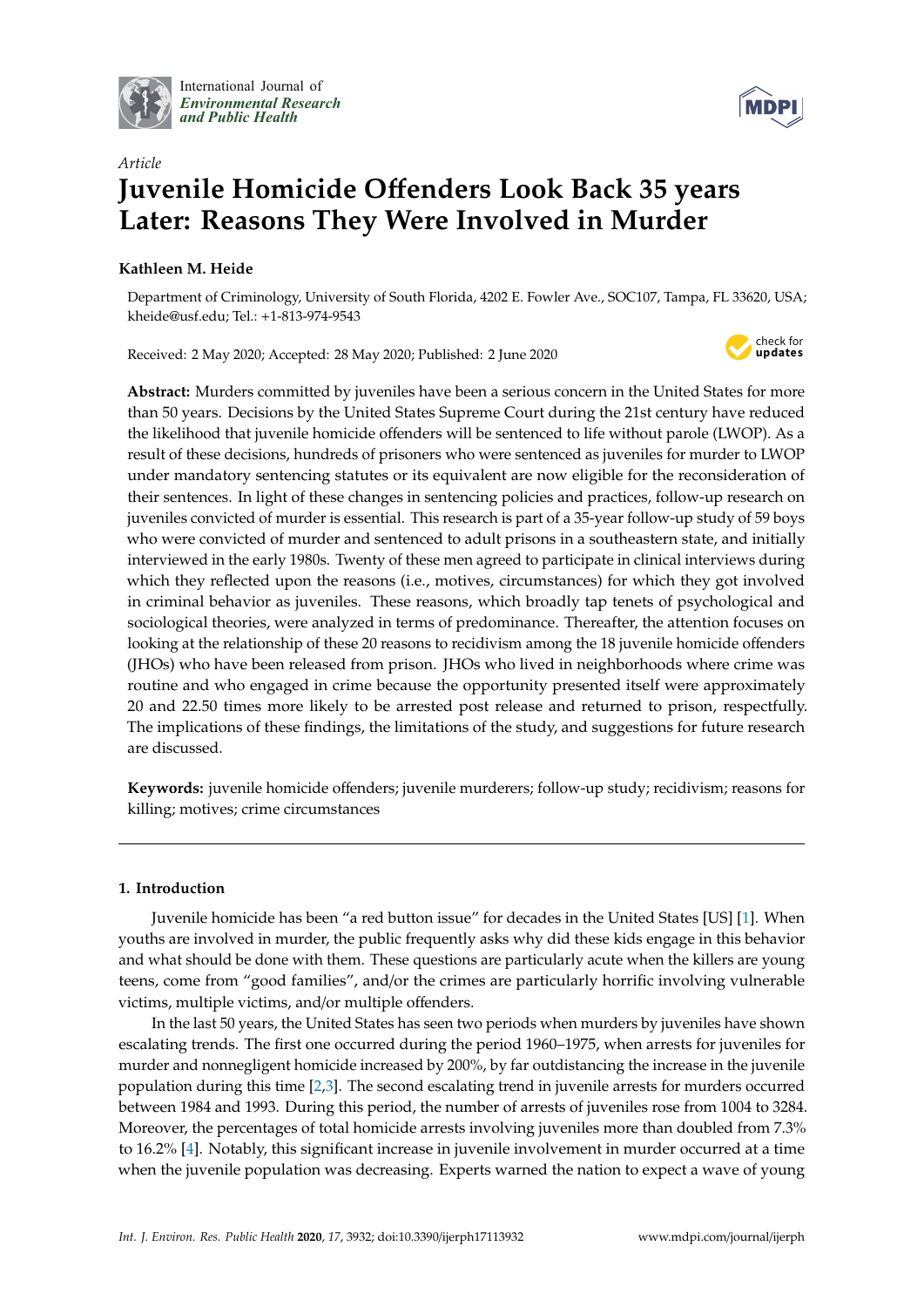International Journal of *Environmental Research and Public Health*

*Article*

# Juvenile Homicide Offenders Look Back 35 years Later: Reasons They Were Involved in Murder

**Kathleen M. Heide**

Department of Criminology, University of South Florida, 4202 E. Fowler Ave., SOC107, Tampa, FL 33620, USA; kheide@usf.edu; Tel.: +1-813-974-9543

Received: 2 May 2020; Accepted: 28 May 2020; Published: 2 June 2020

**Abstract:** Murders committed by juveniles have been a serious concern in the United States for more than 50 years. Decisions by the United States Supreme Court during the 21st century have reduced the likelihood that juvenile homicide offenders will be sentenced to life without parole (LWOP). As a result of these decisions, hundreds of prisoners who were sentenced as juveniles for murder to LWOP under mandatory sentencing statutes or its equivalent are now eligible for the reconsideration of their sentences. In light of these changes in sentencing policies and practices, follow-up research on juveniles convicted of murder is essential. This research is part of a 35-year follow-up study of 59 boys who were convicted of murder and sentenced to adult prisons in a southeastern state, and initially interviewed in the early 1980s. Twenty of these men agreed to participate in clinical interviews during which they reflected upon the reasons (i.e., motives, circumstances) for which they got involved in criminal behavior as juveniles. These reasons, which broadly tap tenets of psychological and sociological theories, were analyzed in terms of predominance. Thereafter, the attention focuses on looking at the relationship of these 20 reasons to recidivism among the 18 juvenile homicide offenders (JHOs) who have been released from prison. JHOs who lived in neighborhoods where crime was routine and who engaged in crime because the opportunity presented itself were approximately 20 and 22.50 times more likely to be arrested post release and returned to prison, respectfully. The implications of these findings, the limitations of the study, and suggestions for future research are discussed.

**Keywords:** juvenile homicide offenders; juvenile murderers; follow-up study; recidivism; reasons for killing; motives; crime circumstances

## 1. Introduction

Juvenile homicide has been "a red button issue" for decades in the United States [US] [1]. When youths are involved in murder, the public frequently asks why did these kids engage in this behavior and what should be done with them. These questions are particularly acute when the killers are young teens, come from "good families", and/or the crimes are particularly horrific involving vulnerable victims, multiple victims, and/or multiple offenders.

In the last 50 years, the United States has seen two periods when murders by juveniles have shown escalating trends. The first one occurred during the period 1960–1975, when arrests for juveniles for murder and nonnegligent homicide increased by 200%, by far outdistancing the increase in the juvenile population during this time [2,3]. The second escalating trend in juvenile arrests for murders occurred between 1984 and 1993. During this period, the number of arrests of juveniles rose from 1004 to 3284. Moreover, the percentages of total homicide arrests involving juveniles more than doubled from 7.3% to 16.2% [4]. Notably, this significant increase in juvenile involvement in murder occurred at a time when the juvenile population was decreasing. Experts warned the nation to expect a wave of young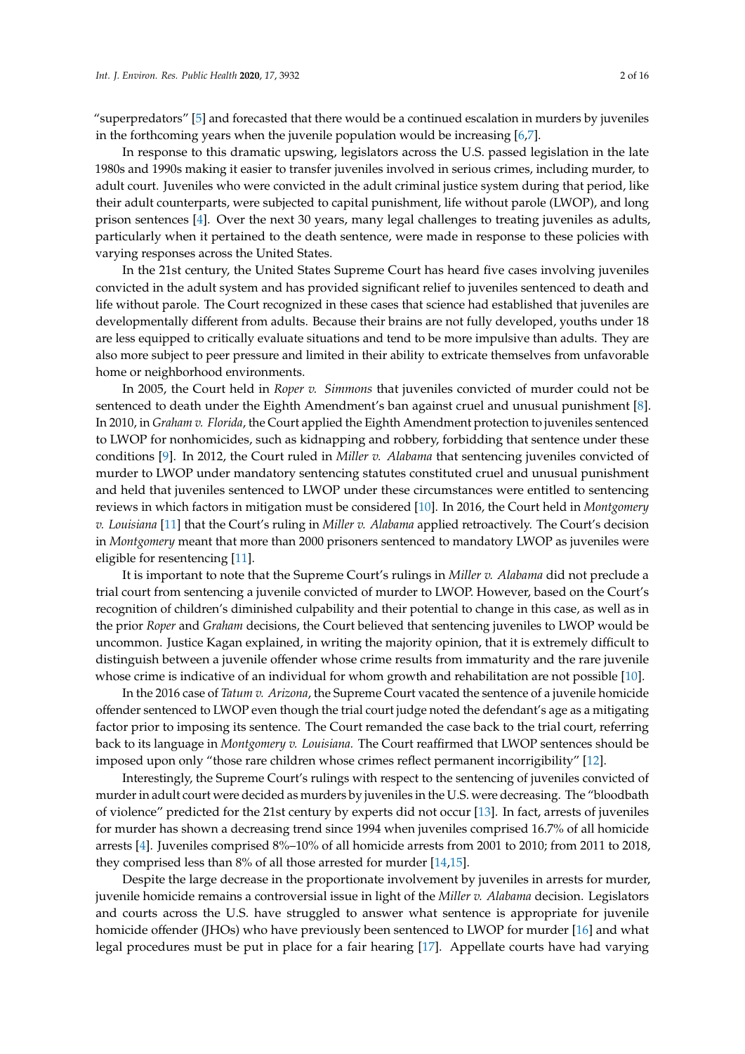"superpredators" [5] and forecasted that there would be a continued escalation in murders by juveniles in the forthcoming years when the juvenile population would be increasing [6,7].

In response to this dramatic upswing, legislators across the U.S. passed legislation in the late 1980s and 1990s making it easier to transfer juveniles involved in serious crimes, including murder, to adult court. Juveniles who were convicted in the adult criminal justice system during that period, like their adult counterparts, were subjected to capital punishment, life without parole (LWOP), and long prison sentences [4]. Over the next 30 years, many legal challenges to treating juveniles as adults, particularly when it pertained to the death sentence, were made in response to these policies with varying responses across the United States.

In the 21st century, the United States Supreme Court has heard five cases involving juveniles convicted in the adult system and has provided significant relief to juveniles sentenced to death and life without parole. The Court recognized in these cases that science had established that juveniles are developmentally different from adults. Because their brains are not fully developed, youths under 18 are less equipped to critically evaluate situations and tend to be more impulsive than adults. They are also more subject to peer pressure and limited in their ability to extricate themselves from unfavorable home or neighborhood environments.

In 2005, the Court held in *Roper v. Simmons* that juveniles convicted of murder could not be sentenced to death under the Eighth Amendment's ban against cruel and unusual punishment [8]. In 2010, in *Graham v. Florida*, the Court applied the Eighth Amendment protection to juveniles sentenced to LWOP for nonhomicides, such as kidnapping and robbery, forbidding that sentence under these conditions [9]. In 2012, the Court ruled in *Miller v. Alabama* that sentencing juveniles convicted of murder to LWOP under mandatory sentencing statutes constituted cruel and unusual punishment and held that juveniles sentenced to LWOP under these circumstances were entitled to sentencing reviews in which factors in mitigation must be considered [10]. In 2016, the Court held in *Montgomery v. Louisiana* [11] that the Court's ruling in *Miller v. Alabama* applied retroactively. The Court's decision in *Montgomery* meant that more than 2000 prisoners sentenced to mandatory LWOP as juveniles were eligible for resentencing [11].

It is important to note that the Supreme Court's rulings in *Miller v. Alabama* did not preclude a trial court from sentencing a juvenile convicted of murder to LWOP. However, based on the Court's recognition of children's diminished culpability and their potential to change in this case, as well as in the prior *Roper* and *Graham* decisions, the Court believed that sentencing juveniles to LWOP would be uncommon. Justice Kagan explained, in writing the majority opinion, that it is extremely difficult to distinguish between a juvenile offender whose crime results from immaturity and the rare juvenile whose crime is indicative of an individual for whom growth and rehabilitation are not possible [10].

In the 2016 case of *Tatum v. Arizona*, the Supreme Court vacated the sentence of a juvenile homicide offender sentenced to LWOP even though the trial court judge noted the defendant's age as a mitigating factor prior to imposing its sentence. The Court remanded the case back to the trial court, referring back to its language in *Montgomery v. Louisiana.* The Court reaffirmed that LWOP sentences should be imposed upon only "those rare children whose crimes reflect permanent incorrigibility" [12].

Interestingly, the Supreme Court's rulings with respect to the sentencing of juveniles convicted of murder in adult court were decided as murders by juveniles in the U.S. were decreasing. The "bloodbath of violence" predicted for the 21st century by experts did not occur [13]. In fact, arrests of juveniles for murder has shown a decreasing trend since 1994 when juveniles comprised 16.7% of all homicide arrests [4]. Juveniles comprised 8%–10% of all homicide arrests from 2001 to 2010; from 2011 to 2018, they comprised less than 8% of all those arrested for murder [14,15].

Despite the large decrease in the proportionate involvement by juveniles in arrests for murder, juvenile homicide remains a controversial issue in light of the *Miller v. Alabama* decision. Legislators and courts across the U.S. have struggled to answer what sentence is appropriate for juvenile homicide offender (JHOs) who have previously been sentenced to LWOP for murder [16] and what legal procedures must be put in place for a fair hearing [17]. Appellate courts have had varying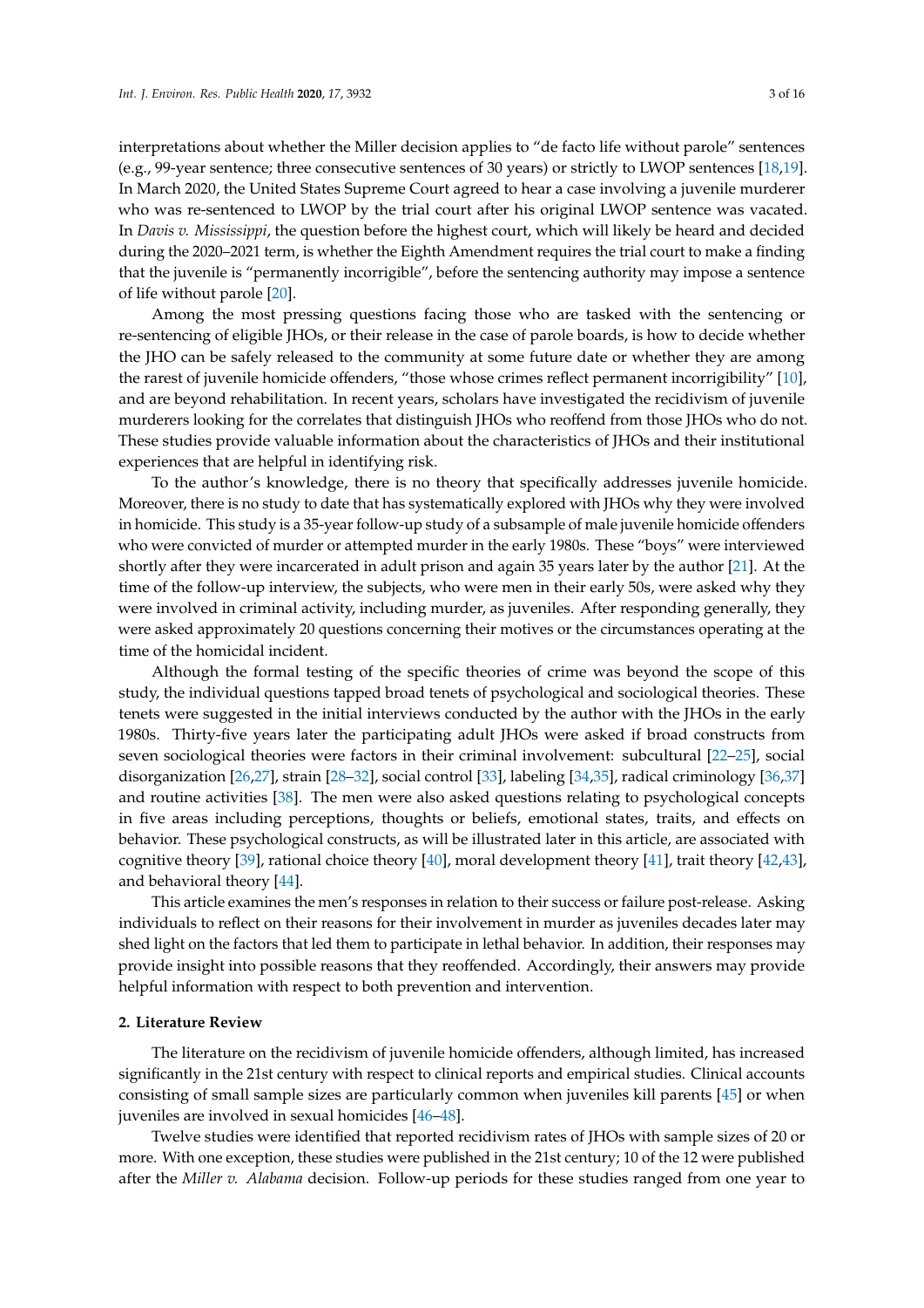interpretations about whether the Miller decision applies to "de facto life without parole" sentences (e.g., 99-year sentence; three consecutive sentences of 30 years) or strictly to LWOP sentences [18,19]. In March 2020, the United States Supreme Court agreed to hear a case involving a juvenile murderer who was re-sentenced to LWOP by the trial court after his original LWOP sentence was vacated. In *Davis v. Mississippi*, the question before the highest court, which will likely be heard and decided during the 2020–2021 term, is whether the Eighth Amendment requires the trial court to make a finding that the juvenile is "permanently incorrigible", before the sentencing authority may impose a sentence of life without parole [20].

Among the most pressing questions facing those who are tasked with the sentencing or re-sentencing of eligible JHOs, or their release in the case of parole boards, is how to decide whether the JHO can be safely released to the community at some future date or whether they are among the rarest of juvenile homicide offenders, "those whose crimes reflect permanent incorrigibility" [10], and are beyond rehabilitation. In recent years, scholars have investigated the recidivism of juvenile murderers looking for the correlates that distinguish JHOs who reoffend from those JHOs who do not. These studies provide valuable information about the characteristics of JHOs and their institutional experiences that are helpful in identifying risk.

To the author's knowledge, there is no theory that specifically addresses juvenile homicide. Moreover, there is no study to date that has systematically explored with JHOs why they were involved in homicide. This study is a 35-year follow-up study of a subsample of male juvenile homicide offenders who were convicted of murder or attempted murder in the early 1980s. These "boys" were interviewed shortly after they were incarcerated in adult prison and again 35 years later by the author [21]. At the time of the follow-up interview, the subjects, who were men in their early 50s, were asked why they were involved in criminal activity, including murder, as juveniles. After responding generally, they were asked approximately 20 questions concerning their motives or the circumstances operating at the time of the homicidal incident.

Although the formal testing of the specific theories of crime was beyond the scope of this study, the individual questions tapped broad tenets of psychological and sociological theories. These tenets were suggested in the initial interviews conducted by the author with the JHOs in the early 1980s. Thirty-five years later the participating adult JHOs were asked if broad constructs from seven sociological theories were factors in their criminal involvement: subcultural [22–25], social disorganization [26,27], strain [28–32], social control [33], labeling [34,35], radical criminology [36,37] and routine activities [38]. The men were also asked questions relating to psychological concepts in five areas including perceptions, thoughts or beliefs, emotional states, traits, and effects on behavior. These psychological constructs, as will be illustrated later in this article, are associated with cognitive theory [39], rational choice theory [40], moral development theory [41], trait theory [42,43], and behavioral theory [44].

This article examines the men's responses in relation to their success or failure post-release. Asking individuals to reflect on their reasons for their involvement in murder as juveniles decades later may shed light on the factors that led them to participate in lethal behavior. In addition, their responses may provide insight into possible reasons that they reoffended. Accordingly, their answers may provide helpful information with respect to both prevention and intervention.

## 2. Literature Review

The literature on the recidivism of juvenile homicide offenders, although limited, has increased significantly in the 21st century with respect to clinical reports and empirical studies. Clinical accounts consisting of small sample sizes are particularly common when juveniles kill parents [45] or when juveniles are involved in sexual homicides [46–48].

Twelve studies were identified that reported recidivism rates of JHOs with sample sizes of 20 or more. With one exception, these studies were published in the 21st century; 10 of the 12 were published after the *Miller v. Alabama* decision. Follow-up periods for these studies ranged from one year to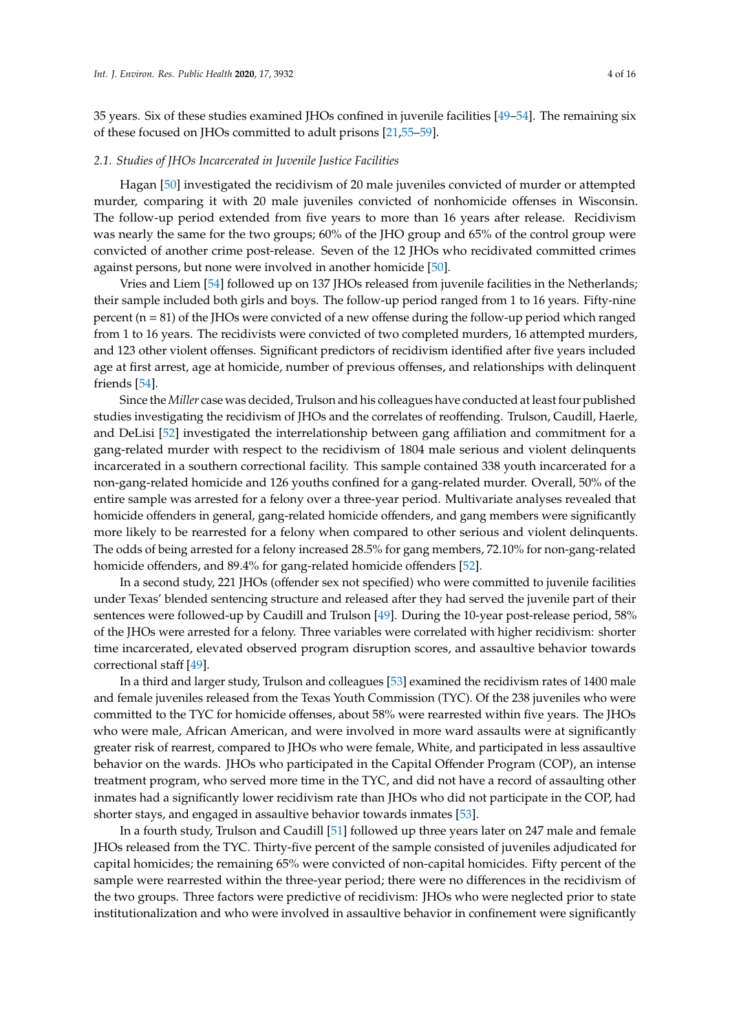35 years. Six of these studies examined JHOs confined in juvenile facilities [49–54]. The remaining six of these focused on JHOs committed to adult prisons [21,55–59].

### 2.1. Studies of JHOs Incarcerated in Juvenile Justice Facilities

Hagan [50] investigated the recidivism of 20 male juveniles convicted of murder or attempted murder, comparing it with 20 male juveniles convicted of nonhomicide offenses in Wisconsin. The follow-up period extended from five years to more than 16 years after release. Recidivism was nearly the same for the two groups; 60% of the JHO group and 65% of the control group were convicted of another crime post-release. Seven of the 12 JHOs who recidivated committed crimes against persons, but none were involved in another homicide [50].

Vries and Liem [54] followed up on 137 JHOs released from juvenile facilities in the Netherlands; their sample included both girls and boys. The follow-up period ranged from 1 to 16 years. Fifty-nine percent (n = 81) of the JHOs were convicted of a new offense during the follow-up period which ranged from 1 to 16 years. The recidivists were convicted of two completed murders, 16 attempted murders, and 123 other violent offenses. Significant predictors of recidivism identified after five years included age at first arrest, age at homicide, number of previous offenses, and relationships with delinquent friends [54].

Since the *Miller* case was decided, Trulson and his colleagues have conducted at least four published studies investigating the recidivism of JHOs and the correlates of reoffending. Trulson, Caudill, Haerle, and DeLisi [52] investigated the interrelationship between gang affiliation and commitment for a gang-related murder with respect to the recidivism of 1804 male serious and violent delinquents incarcerated in a southern correctional facility. This sample contained 338 youth incarcerated for a non-gang-related homicide and 126 youths confined for a gang-related murder. Overall, 50% of the entire sample was arrested for a felony over a three-year period. Multivariate analyses revealed that homicide offenders in general, gang-related homicide offenders, and gang members were significantly more likely to be rearrested for a felony when compared to other serious and violent delinquents. The odds of being arrested for a felony increased 28.5% for gang members, 72.10% for non-gang-related homicide offenders, and 89.4% for gang-related homicide offenders [52].

In a second study, 221 JHOs (offender sex not specified) who were committed to juvenile facilities under Texas' blended sentencing structure and released after they had served the juvenile part of their sentences were followed-up by Caudill and Trulson [49]. During the 10-year post-release period, 58% of the JHOs were arrested for a felony. Three variables were correlated with higher recidivism: shorter time incarcerated, elevated observed program disruption scores, and assaultive behavior towards correctional staff [49].

In a third and larger study, Trulson and colleagues [53] examined the recidivism rates of 1400 male and female juveniles released from the Texas Youth Commission (TYC). Of the 238 juveniles who were committed to the TYC for homicide offenses, about 58% were rearrested within five years. The JHOs who were male, African American, and were involved in more ward assaults were at significantly greater risk of rearrest, compared to JHOs who were female, White, and participated in less assaultive behavior on the wards. JHOs who participated in the Capital Offender Program (COP), an intense treatment program, who served more time in the TYC, and did not have a record of assaulting other inmates had a significantly lower recidivism rate than JHOs who did not participate in the COP, had shorter stays, and engaged in assaultive behavior towards inmates [53].

In a fourth study, Trulson and Caudill [51] followed up three years later on 247 male and female JHOs released from the TYC. Thirty-five percent of the sample consisted of juveniles adjudicated for capital homicides; the remaining 65% were convicted of non-capital homicides. Fifty percent of the sample were rearrested within the three-year period; there were no differences in the recidivism of the two groups. Three factors were predictive of recidivism: JHOs who were neglected prior to state institutionalization and who were involved in assaultive behavior in confinement were significantly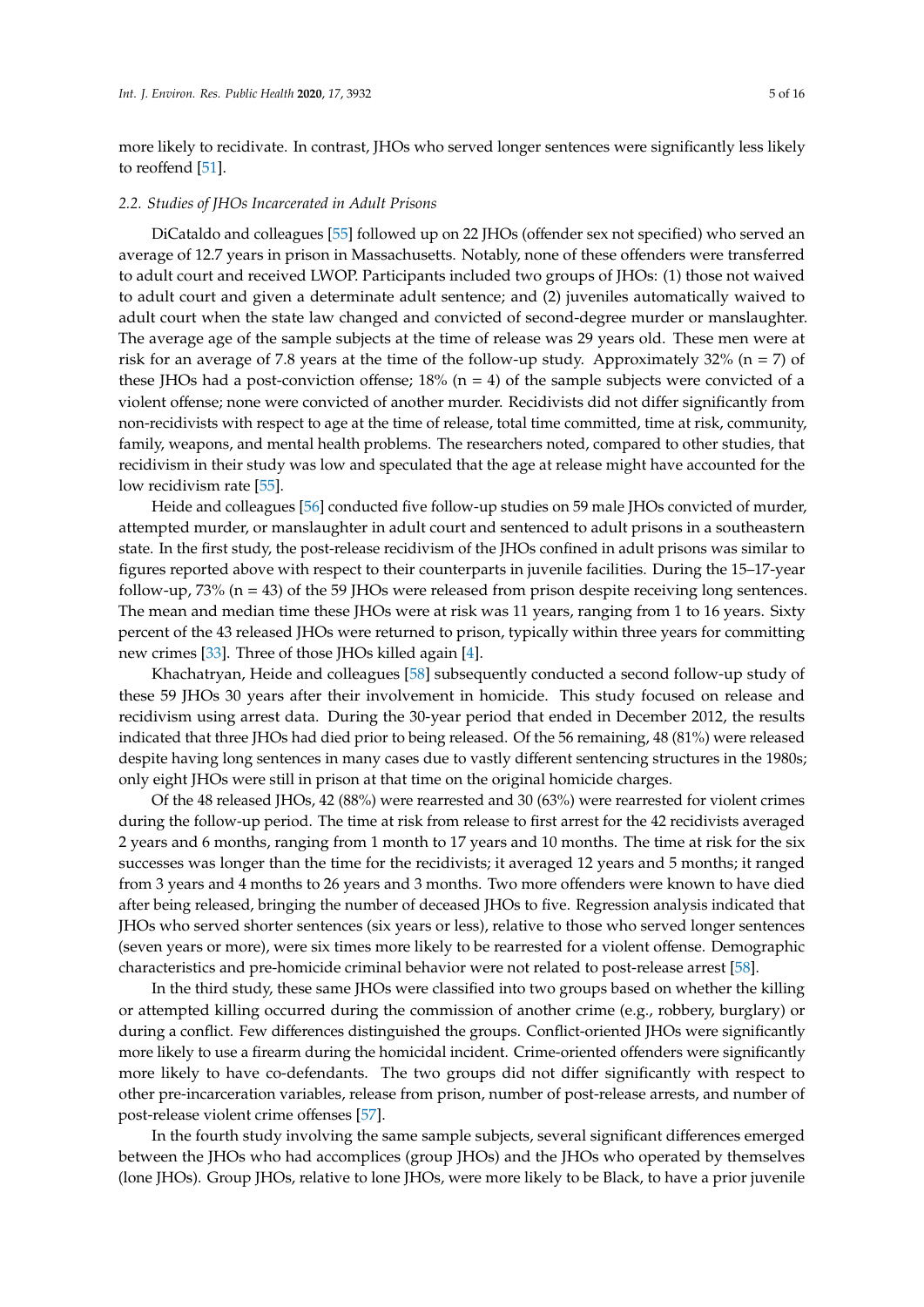more likely to recidivate. In contrast, JHOs who served longer sentences were significantly less likely to reoffend [51].

### *2.2. Studies of JHOs Incarcerated in Adult Prisons*

DiCataldo and colleagues [55] followed up on 22 JHOs (offender sex not specified) who served an average of 12.7 years in prison in Massachusetts. Notably, none of these offenders were transferred to adult court and received LWOP. Participants included two groups of JHOs: (1) those not waived to adult court and given a determinate adult sentence; and (2) juveniles automatically waived to adult court when the state law changed and convicted of second-degree murder or manslaughter. The average age of the sample subjects at the time of release was 29 years old. These men were at risk for an average of 7.8 years at the time of the follow-up study. Approximately 32% (n = 7) of these JHOs had a post-conviction offense; 18% (n = 4) of the sample subjects were convicted of a violent offense; none were convicted of another murder. Recidivists did not differ significantly from non-recidivists with respect to age at the time of release, total time committed, time at risk, community, family, weapons, and mental health problems. The researchers noted, compared to other studies, that recidivism in their study was low and speculated that the age at release might have accounted for the low recidivism rate [55].

Heide and colleagues [56] conducted five follow-up studies on 59 male JHOs convicted of murder, attempted murder, or manslaughter in adult court and sentenced to adult prisons in a southeastern state. In the first study, the post-release recidivism of the JHOs confined in adult prisons was similar to figures reported above with respect to their counterparts in juvenile facilities. During the 15–17-year follow-up, 73% (n = 43) of the 59 JHOs were released from prison despite receiving long sentences. The mean and median time these JHOs were at risk was 11 years, ranging from 1 to 16 years. Sixty percent of the 43 released JHOs were returned to prison, typically within three years for committing new crimes [33]. Three of those JHOs killed again [4].

Khachatryan, Heide and colleagues [58] subsequently conducted a second follow-up study of these 59 JHOs 30 years after their involvement in homicide. This study focused on release and recidivism using arrest data. During the 30-year period that ended in December 2012, the results indicated that three JHOs had died prior to being released. Of the 56 remaining, 48 (81%) were released despite having long sentences in many cases due to vastly different sentencing structures in the 1980s; only eight JHOs were still in prison at that time on the original homicide charges.

Of the 48 released JHOs, 42 (88%) were rearrested and 30 (63%) were rearrested for violent crimes during the follow-up period. The time at risk from release to first arrest for the 42 recidivists averaged 2 years and 6 months, ranging from 1 month to 17 years and 10 months. The time at risk for the six successes was longer than the time for the recidivists; it averaged 12 years and 5 months; it ranged from 3 years and 4 months to 26 years and 3 months. Two more offenders were known to have died after being released, bringing the number of deceased JHOs to five. Regression analysis indicated that JHOs who served shorter sentences (six years or less), relative to those who served longer sentences (seven years or more), were six times more likely to be rearrested for a violent offense. Demographic characteristics and pre-homicide criminal behavior were not related to post-release arrest [58].

In the third study, these same JHOs were classified into two groups based on whether the killing or attempted killing occurred during the commission of another crime (e.g., robbery, burglary) or during a conflict. Few differences distinguished the groups. Conflict-oriented JHOs were significantly more likely to use a firearm during the homicidal incident. Crime-oriented offenders were significantly more likely to have co-defendants. The two groups did not differ significantly with respect to other pre-incarceration variables, release from prison, number of post-release arrests, and number of post-release violent crime offenses [57].

In the fourth study involving the same sample subjects, several significant differences emerged between the JHOs who had accomplices (group JHOs) and the JHOs who operated by themselves (lone JHOs). Group JHOs, relative to lone JHOs, were more likely to be Black, to have a prior juvenile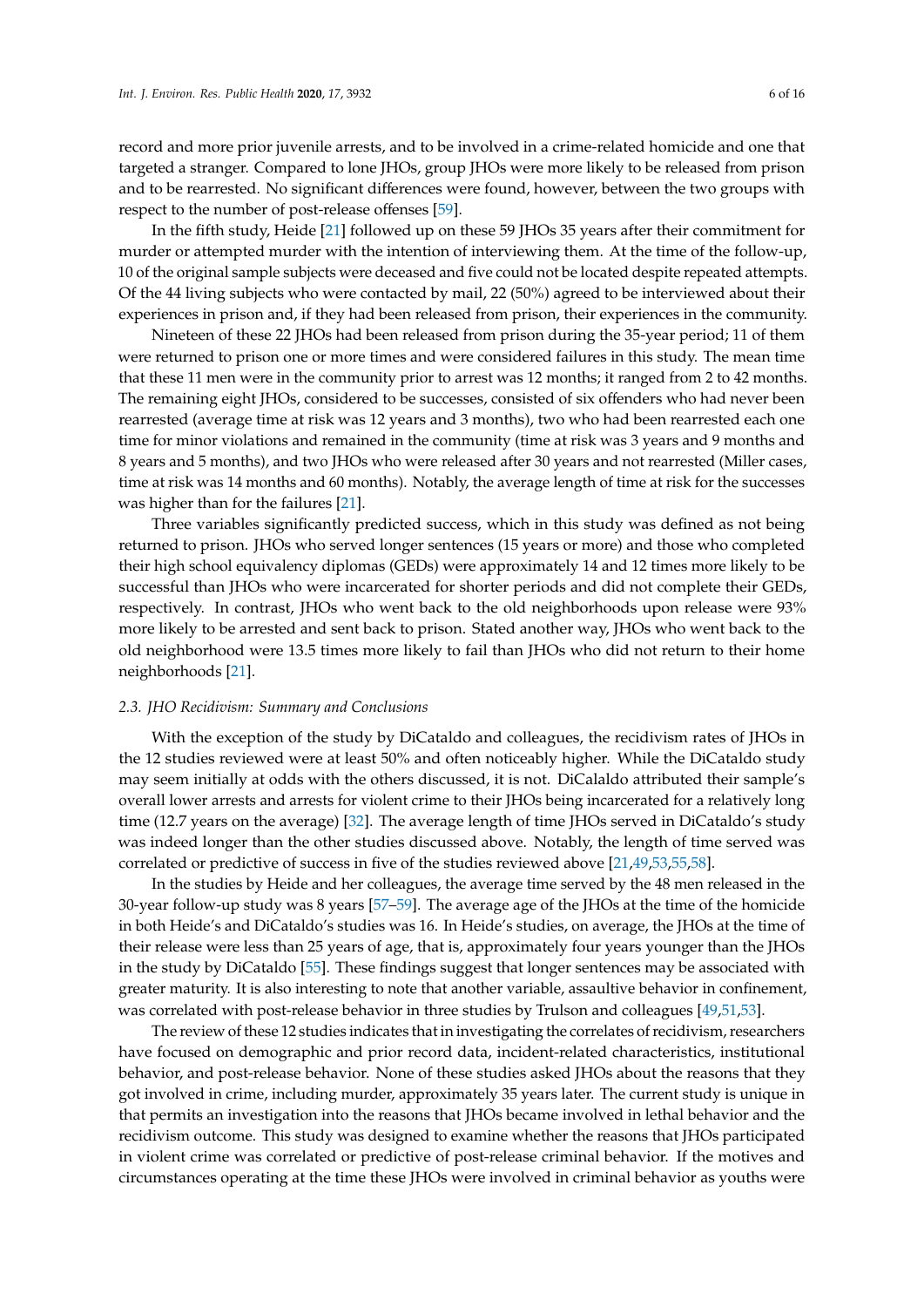record and more prior juvenile arrests, and to be involved in a crime-related homicide and one that targeted a stranger. Compared to lone JHOs, group JHOs were more likely to be released from prison and to be rearrested. No significant differences were found, however, between the two groups with respect to the number of post-release offenses [59].

In the fifth study, Heide [21] followed up on these 59 JHOs 35 years after their commitment for murder or attempted murder with the intention of interviewing them. At the time of the follow-up, 10 of the original sample subjects were deceased and five could not be located despite repeated attempts. Of the 44 living subjects who were contacted by mail, 22 (50%) agreed to be interviewed about their experiences in prison and, if they had been released from prison, their experiences in the community.

Nineteen of these 22 JHOs had been released from prison during the 35-year period; 11 of them were returned to prison one or more times and were considered failures in this study. The mean time that these 11 men were in the community prior to arrest was 12 months; it ranged from 2 to 42 months. The remaining eight JHOs, considered to be successes, consisted of six offenders who had never been rearrested (average time at risk was 12 years and 3 months), two who had been rearrested each one time for minor violations and remained in the community (time at risk was 3 years and 9 months and 8 years and 5 months), and two JHOs who were released after 30 years and not rearrested (Miller cases, time at risk was 14 months and 60 months). Notably, the average length of time at risk for the successes was higher than for the failures [21].

Three variables significantly predicted success, which in this study was defined as not being returned to prison. JHOs who served longer sentences (15 years or more) and those who completed their high school equivalency diplomas (GEDs) were approximately 14 and 12 times more likely to be successful than JHOs who were incarcerated for shorter periods and did not complete their GEDs, respectively. In contrast, JHOs who went back to the old neighborhoods upon release were 93% more likely to be arrested and sent back to prison. Stated another way, JHOs who went back to the old neighborhood were 13.5 times more likely to fail than JHOs who did not return to their home neighborhoods [21].

### *2.3. JHO Recidivism: Summary and Conclusions*

With the exception of the study by DiCataldo and colleagues, the recidivism rates of JHOs in the 12 studies reviewed were at least 50% and often noticeably higher. While the DiCataldo study may seem initially at odds with the others discussed, it is not. DiCalaldo attributed their sample's overall lower arrests and arrests for violent crime to their JHOs being incarcerated for a relatively long time (12.7 years on the average) [32]. The average length of time JHOs served in DiCataldo's study was indeed longer than the other studies discussed above. Notably, the length of time served was correlated or predictive of success in five of the studies reviewed above [21,49,53,55,58].

In the studies by Heide and her colleagues, the average time served by the 48 men released in the 30-year follow-up study was 8 years [57–59]. The average age of the JHOs at the time of the homicide in both Heide's and DiCataldo's studies was 16. In Heide's studies, on average, the JHOs at the time of their release were less than 25 years of age, that is, approximately four years younger than the JHOs in the study by DiCataldo [55]. These findings suggest that longer sentences may be associated with greater maturity. It is also interesting to note that another variable, assaultive behavior in confinement, was correlated with post-release behavior in three studies by Trulson and colleagues [49,51,53].

The review of these 12 studies indicates that in investigating the correlates of recidivism, researchers have focused on demographic and prior record data, incident-related characteristics, institutional behavior, and post-release behavior. None of these studies asked JHOs about the reasons that they got involved in crime, including murder, approximately 35 years later. The current study is unique in that permits an investigation into the reasons that JHOs became involved in lethal behavior and the recidivism outcome. This study was designed to examine whether the reasons that JHOs participated in violent crime was correlated or predictive of post-release criminal behavior. If the motives and circumstances operating at the time these JHOs were involved in criminal behavior as youths were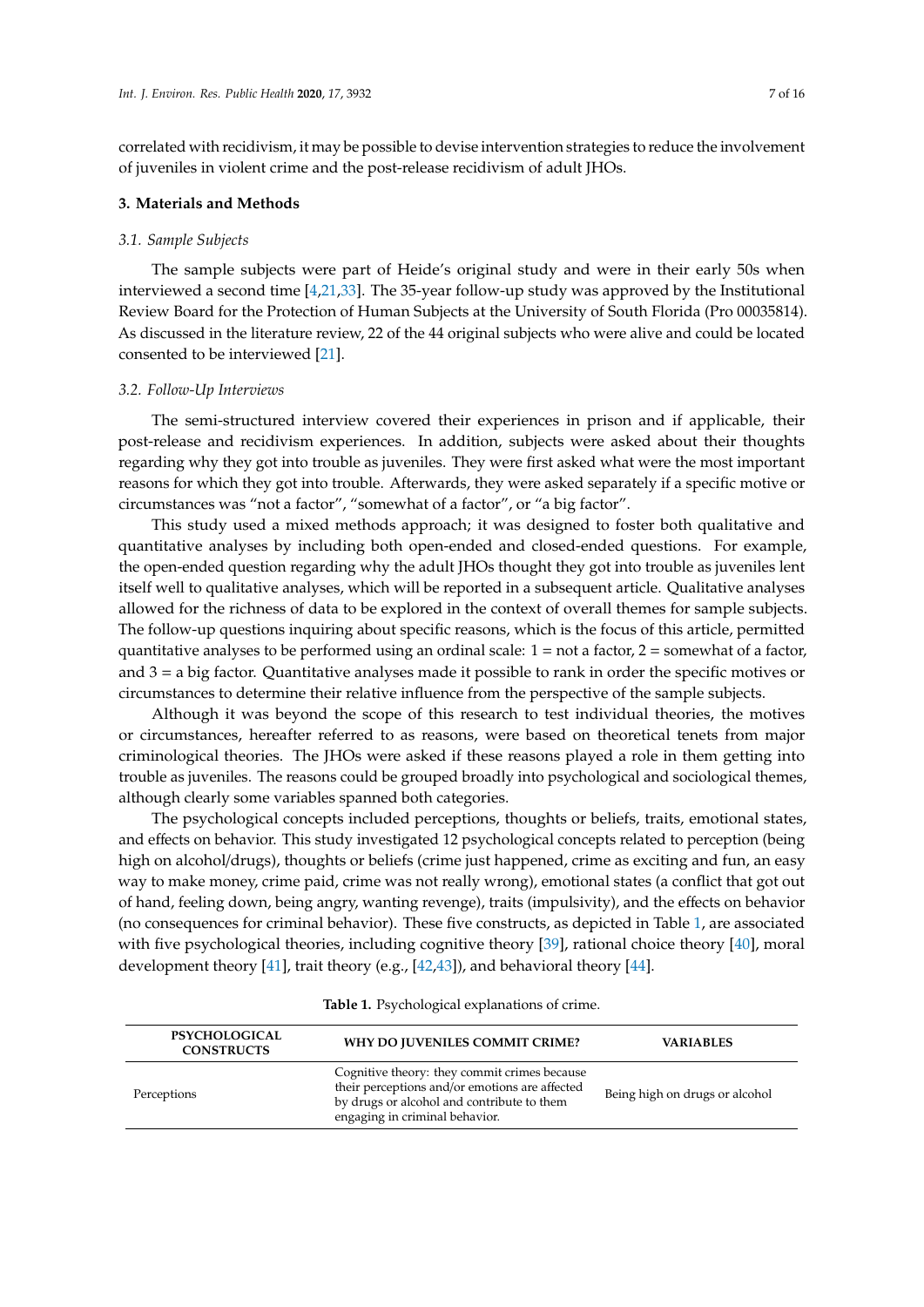correlated with recidivism, it may be possible to devise intervention strategies to reduce the involvement of juveniles in violent crime and the post-release recidivism of adult JHOs.

## 3. Materials and Methods

### 3.1. Sample Subjects

The sample subjects were part of Heide's original study and were in their early 50s when interviewed a second time [4,21,33]. The 35-year follow-up study was approved by the Institutional Review Board for the Protection of Human Subjects at the University of South Florida (Pro 00035814). As discussed in the literature review, 22 of the 44 original subjects who were alive and could be located consented to be interviewed [21].

### 3.2. Follow-Up Interviews

The semi-structured interview covered their experiences in prison and if applicable, their post-release and recidivism experiences. In addition, subjects were asked about their thoughts regarding why they got into trouble as juveniles. They were first asked what were the most important reasons for which they got into trouble. Afterwards, they were asked separately if a specific motive or circumstances was "not a factor", "somewhat of a factor", or "a big factor".

This study used a mixed methods approach; it was designed to foster both qualitative and quantitative analyses by including both open-ended and closed-ended questions. For example, the open-ended question regarding why the adult JHOs thought they got into trouble as juveniles lent itself well to qualitative analyses, which will be reported in a subsequent article. Qualitative analyses allowed for the richness of data to be explored in the context of overall themes for sample subjects. The follow-up questions inquiring about specific reasons, which is the focus of this article, permitted quantitative analyses to be performed using an ordinal scale: 1 = not a factor, 2 = somewhat of a factor, and 3 = a big factor. Quantitative analyses made it possible to rank in order the specific motives or circumstances to determine their relative influence from the perspective of the sample subjects.

Although it was beyond the scope of this research to test individual theories, the motives or circumstances, hereafter referred to as reasons, were based on theoretical tenets from major criminological theories. The JHOs were asked if these reasons played a role in them getting into trouble as juveniles. The reasons could be grouped broadly into psychological and sociological themes, although clearly some variables spanned both categories.

The psychological concepts included perceptions, thoughts or beliefs, traits, emotional states, and effects on behavior. This study investigated 12 psychological concepts related to perception (being high on alcohol/drugs), thoughts or beliefs (crime just happened, crime as exciting and fun, an easy way to make money, crime paid, crime was not really wrong), emotional states (a conflict that got out of hand, feeling down, being angry, wanting revenge), traits (impulsivity), and the effects on behavior (no consequences for criminal behavior). These five constructs, as depicted in Table 1, are associated with five psychological theories, including cognitive theory [39], rational choice theory [40], moral development theory [41], trait theory (e.g., [42,43]), and behavioral theory [44].

**Table 1.** Psychological explanations of crime.

| PSYCHOLOGICAL CONSTRUCTS | WHY DO JUVENILES COMMIT CRIME? | VARIABLES |
|---|---|---|
| Perceptions | Cognitive theory: they commit crimes because their perceptions and/or emotions are affected by drugs or alcohol and contribute to them engaging in criminal behavior. | Being high on drugs or alcohol |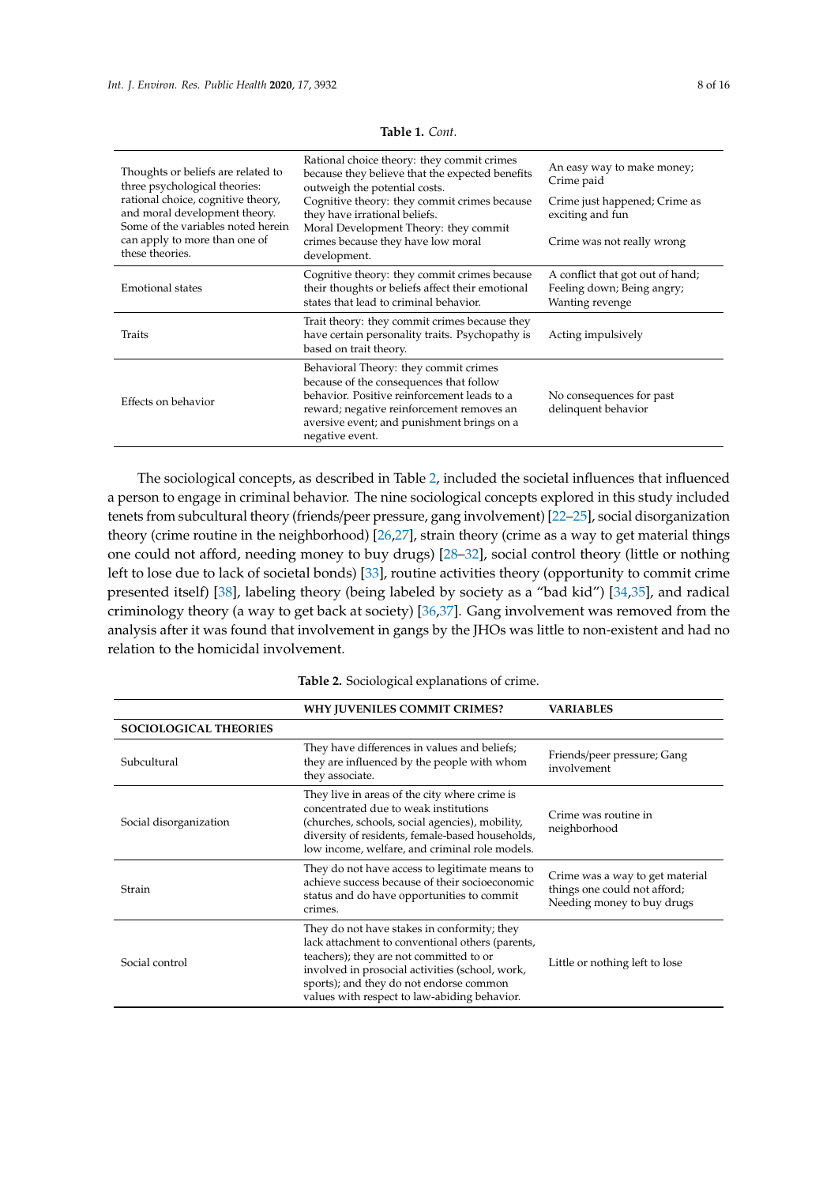**Table 1.** *Cont.*

| | | |
|---|---|---|
| Thoughts or beliefs are related to three psychological theories: rational choice, cognitive theory, and moral development theory. Some of the variables noted herein can apply to more than one of these theories. | Rational choice theory: they commit crimes because they believe that the expected benefits outweigh the potential costs. Cognitive theory: they commit crimes because they have irrational beliefs. Moral Development Theory: they commit crimes because they have low moral development. | An easy way to make money; Crime paid<br>Crime just happened; Crime as exciting and fun<br>Crime was not really wrong |
| Emotional states | Cognitive theory: they commit crimes because their thoughts or beliefs affect their emotional states that lead to criminal behavior. | A conflict that got out of hand; Feeling down; Being angry; Wanting revenge |
| Traits | Trait theory: they commit crimes because they have certain personality traits. Psychopathy is based on trait theory. | Acting impulsively |
| Effects on behavior | Behavioral Theory: they commit crimes because of the consequences that follow behavior. Positive reinforcement leads to a reward; negative reinforcement removes an aversive event; and punishment brings on a negative event. | No consequences for past delinquent behavior |

The sociological concepts, as described in Table 2, included the societal influences that influenced a person to engage in criminal behavior. The nine sociological concepts explored in this study included tenets from subcultural theory (friends/peer pressure, gang involvement) [22–25], social disorganization theory (crime routine in the neighborhood) [26,27], strain theory (crime as a way to get material things one could not afford, needing money to buy drugs) [28–32], social control theory (little or nothing left to lose due to lack of societal bonds) [33], routine activities theory (opportunity to commit crime presented itself) [38], labeling theory (being labeled by society as a "bad kid") [34,35], and radical criminology theory (a way to get back at society) [36,37]. Gang involvement was removed from the analysis after it was found that involvement in gangs by the JHOs was little to non-existent and had no relation to the homicidal involvement.

**Table 2.** Sociological explanations of crime.

| | WHY JUVENILES COMMIT CRIMES? | VARIABLES |
|---|---|---|
| **SOCIOLOGICAL THEORIES** | | |
| Subcultural | They have differences in values and beliefs; they are influenced by the people with whom they associate. | Friends/peer pressure; Gang involvement |
| Social disorganization | They live in areas of the city where crime is concentrated due to weak institutions (churches, schools, social agencies), mobility, diversity of residents, female-based households, low income, welfare, and criminal role models. | Crime was routine in neighborhood |
| Strain | They do not have access to legitimate means to achieve success because of their socioeconomic status and do have opportunities to commit crimes. | Crime was a way to get material things one could not afford; Needing money to buy drugs |
| Social control | They do not have stakes in conformity; they lack attachment to conventional others (parents, teachers); they are not committed to or involved in prosocial activities (school, work, sports); and they do not endorse common values with respect to law-abiding behavior. | Little or nothing left to lose |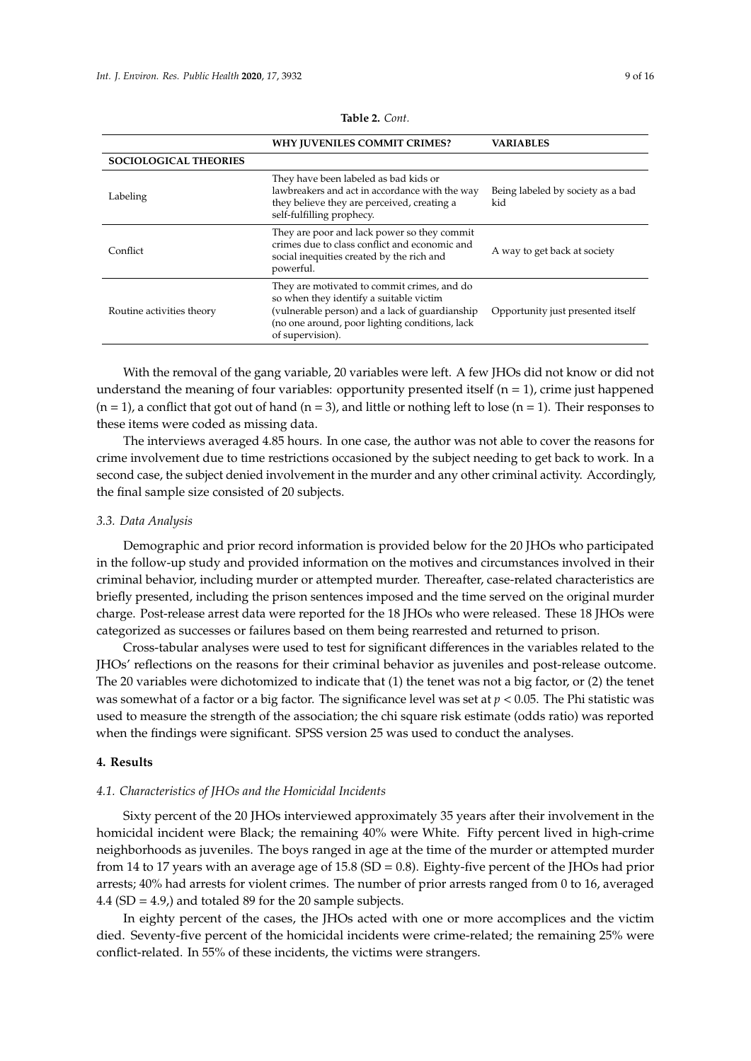**Table 2.** *Cont.*

| | WHY JUVENILES COMMIT CRIMES? | VARIABLES |
|---|---|---|
| **SOCIOLOGICAL THEORIES** | | |
| Labeling | They have been labeled as bad kids or lawbreakers and act in accordance with the way they believe they are perceived, creating a self-fulfilling prophecy. | Being labeled by society as a bad kid |
| Conflict | They are poor and lack power so they commit crimes due to class conflict and economic and social inequities created by the rich and powerful. | A way to get back at society |
| Routine activities theory | They are motivated to commit crimes, and do so when they identify a suitable victim (vulnerable person) and a lack of guardianship (no one around, poor lighting conditions, lack of supervision). | Opportunity just presented itself |

With the removal of the gang variable, 20 variables were left. A few JHOs did not know or did not understand the meaning of four variables: opportunity presented itself ($n = 1$), crime just happened ($n = 1$), a conflict that got out of hand ($n = 3$), and little or nothing left to lose ($n = 1$). Their responses to these items were coded as missing data.

The interviews averaged 4.85 hours. In one case, the author was not able to cover the reasons for crime involvement due to time restrictions occasioned by the subject needing to get back to work. In a second case, the subject denied involvement in the murder and any other criminal activity. Accordingly, the final sample size consisted of 20 subjects.

### 3.3. Data Analysis

Demographic and prior record information is provided below for the 20 JHOs who participated in the follow-up study and provided information on the motives and circumstances involved in their criminal behavior, including murder or attempted murder. Thereafter, case-related characteristics are briefly presented, including the prison sentences imposed and the time served on the original murder charge. Post-release arrest data were reported for the 18 JHOs who were released. These 18 JHOs were categorized as successes or failures based on them being rearrested and returned to prison.

Cross-tabular analyses were used to test for significant differences in the variables related to the JHOs' reflections on the reasons for their criminal behavior as juveniles and post-release outcome. The 20 variables were dichotomized to indicate that (1) the tenet was not a big factor, or (2) the tenet was somewhat of a factor or a big factor. The significance level was set at $p < 0.05$. The Phi statistic was used to measure the strength of the association; the chi square risk estimate (odds ratio) was reported when the findings were significant. SPSS version 25 was used to conduct the analyses.

## 4. Results

### 4.1. Characteristics of JHOs and the Homicidal Incidents

Sixty percent of the 20 JHOs interviewed approximately 35 years after their involvement in the homicidal incident were Black; the remaining 40% were White. Fifty percent lived in high-crime neighborhoods as juveniles. The boys ranged in age at the time of the murder or attempted murder from 14 to 17 years with an average age of 15.8 ($SD = 0.8$). Eighty-five percent of the JHOs had prior arrests; 40% had arrests for violent crimes. The number of prior arrests ranged from 0 to 16, averaged 4.4 ($SD = 4.9$,) and totaled 89 for the 20 sample subjects.

In eighty percent of the cases, the JHOs acted with one or more accomplices and the victim died. Seventy-five percent of the homicidal incidents were crime-related; the remaining 25% were conflict-related. In 55% of these incidents, the victims were strangers.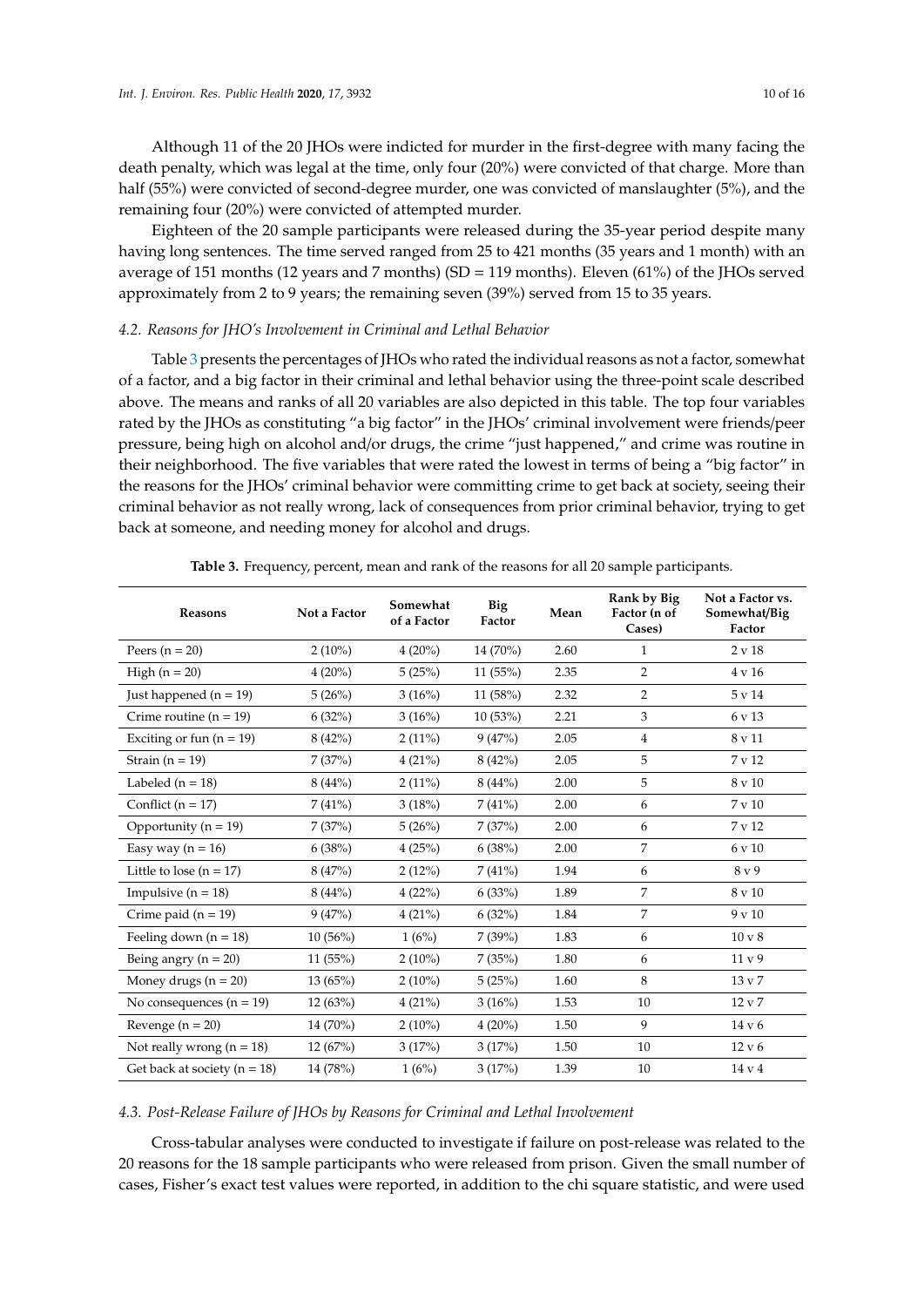Although 11 of the 20 JHOs were indicted for murder in the first-degree with many facing the death penalty, which was legal at the time, only four (20%) were convicted of that charge. More than half (55%) were convicted of second-degree murder, one was convicted of manslaughter (5%), and the remaining four (20%) were convicted of attempted murder.

Eighteen of the 20 sample participants were released during the 35-year period despite many having long sentences. The time served ranged from 25 to 421 months (35 years and 1 month) with an average of 151 months (12 years and 7 months) (SD = 119 months). Eleven (61%) of the JHOs served approximately from 2 to 9 years; the remaining seven (39%) served from 15 to 35 years.

### 4.2. Reasons for JHO's Involvement in Criminal and Lethal Behavior

Table 3 presents the percentages of JHOs who rated the individual reasons as not a factor, somewhat of a factor, and a big factor in their criminal and lethal behavior using the three-point scale described above. The means and ranks of all 20 variables are also depicted in this table. The top four variables rated by the JHOs as constituting "a big factor" in the JHOs' criminal involvement were friends/peer pressure, being high on alcohol and/or drugs, the crime "just happened," and crime was routine in their neighborhood. The five variables that were rated the lowest in terms of being a "big factor" in the reasons for the JHOs' criminal behavior were committing crime to get back at society, seeing their criminal behavior as not really wrong, lack of consequences from prior criminal behavior, trying to get back at someone, and needing money for alcohol and drugs.

**Table 3.** Frequency, percent, mean and rank of the reasons for all 20 sample participants.

| Reasons | Not a Factor | Somewhat of a Factor | Big Factor | Mean | Rank by Big Factor (n of Cases) | Not a Factor vs. Somewhat/Big Factor |
|---|---|---|---|---|---|---|
| Peers (n = 20) | 2 (10%) | 4 (20%) | 14 (70%) | 2.60 | 1 | 2 v 18 |
| High (n = 20) | 4 (20%) | 5 (25%) | 11 (55%) | 2.35 | 2 | 4 v 16 |
| Just happened (n = 19) | 5 (26%) | 3 (16%) | 11 (58%) | 2.32 | 2 | 5 v 14 |
| Crime routine (n = 19) | 6 (32%) | 3 (16%) | 10 (53%) | 2.21 | 3 | 6 v 13 |
| Exciting or fun (n = 19) | 8 (42%) | 2 (11%) | 9 (47%) | 2.05 | 4 | 8 v 11 |
| Strain (n = 19) | 7 (37%) | 4 (21%) | 8 (42%) | 2.05 | 5 | 7 v 12 |
| Labeled (n = 18) | 8 (44%) | 2 (11%) | 8 (44%) | 2.00 | 5 | 8 v 10 |
| Conflict (n = 17) | 7 (41%) | 3 (18%) | 7 (41%) | 2.00 | 6 | 7 v 10 |
| Opportunity (n = 19) | 7 (37%) | 5 (26%) | 7 (37%) | 2.00 | 6 | 7 v 12 |
| Easy way (n = 16) | 6 (38%) | 4 (25%) | 6 (38%) | 2.00 | 7 | 6 v 10 |
| Little to lose (n = 17) | 8 (47%) | 2 (12%) | 7 (41%) | 1.94 | 6 | 8 v 9 |
| Impulsive (n = 18) | 8 (44%) | 4 (22%) | 6 (33%) | 1.89 | 7 | 8 v 10 |
| Crime paid (n = 19) | 9 (47%) | 4 (21%) | 6 (32%) | 1.84 | 7 | 9 v 10 |
| Feeling down (n = 18) | 10 (56%) | 1 (6%) | 7 (39%) | 1.83 | 6 | 10 v 8 |
| Being angry (n = 20) | 11 (55%) | 2 (10%) | 7 (35%) | 1.80 | 6 | 11 v 9 |
| Money drugs (n = 20) | 13 (65%) | 2 (10%) | 5 (25%) | 1.60 | 8 | 13 v 7 |
| No consequences (n = 19) | 12 (63%) | 4 (21%) | 3 (16%) | 1.53 | 10 | 12 v 7 |
| Revenge (n = 20) | 14 (70%) | 2 (10%) | 4 (20%) | 1.50 | 9 | 14 v 6 |
| Not really wrong (n = 18) | 12 (67%) | 3 (17%) | 3 (17%) | 1.50 | 10 | 12 v 6 |
| Get back at society (n = 18) | 14 (78%) | 1 (6%) | 3 (17%) | 1.39 | 10 | 14 v 4 |

### 4.3. Post-Release Failure of JHOs by Reasons for Criminal and Lethal Involvement

Cross-tabular analyses were conducted to investigate if failure on post-release was related to the 20 reasons for the 18 sample participants who were released from prison. Given the small number of cases, Fisher's exact test values were reported, in addition to the chi square statistic, and were used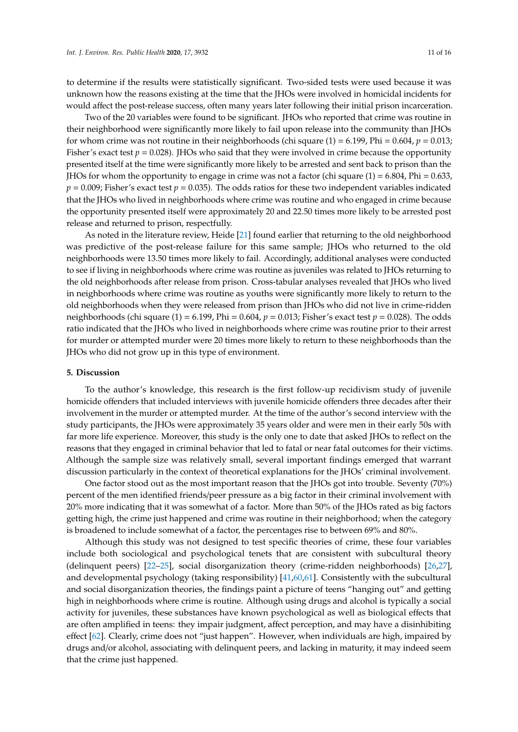to determine if the results were statistically significant. Two-sided tests were used because it was unknown how the reasons existing at the time that the JHOs were involved in homicidal incidents for would affect the post-release success, often many years later following their initial prison incarceration.

Two of the 20 variables were found to be significant. JHOs who reported that crime was routine in their neighborhood were significantly more likely to fail upon release into the community than JHOs for whom crime was not routine in their neighborhoods (chi square (1) = 6.199, Phi = 0.604, $p = 0.013$; Fisher's exact test $p = 0.028$). JHOs who said that they were involved in crime because the opportunity presented itself at the time were significantly more likely to be arrested and sent back to prison than the JHOs for whom the opportunity to engage in crime was not a factor (chi square (1) = 6.804, Phi = 0.633, $p = 0.009$; Fisher's exact test $p = 0.035$). The odds ratios for these two independent variables indicated that the JHOs who lived in neighborhoods where crime was routine and who engaged in crime because the opportunity presented itself were approximately 20 and 22.50 times more likely to be arrested post release and returned to prison, respectfully.

As noted in the literature review, Heide [21] found earlier that returning to the old neighborhood was predictive of the post-release failure for this same sample; JHOs who returned to the old neighborhoods were 13.50 times more likely to fail. Accordingly, additional analyses were conducted to see if living in neighborhoods where crime was routine as juveniles was related to JHOs returning to the old neighborhoods after release from prison. Cross-tabular analyses revealed that JHOs who lived in neighborhoods where crime was routine as youths were significantly more likely to return to the old neighborhoods when they were released from prison than JHOs who did not live in crime-ridden neighborhoods (chi square (1) = 6.199, Phi = 0.604, $p = 0.013$; Fisher's exact test $p = 0.028$). The odds ratio indicated that the JHOs who lived in neighborhoods where crime was routine prior to their arrest for murder or attempted murder were 20 times more likely to return to these neighborhoods than the JHOs who did not grow up in this type of environment.

## 5. Discussion

To the author's knowledge, this research is the first follow-up recidivism study of juvenile homicide offenders that included interviews with juvenile homicide offenders three decades after their involvement in the murder or attempted murder. At the time of the author's second interview with the study participants, the JHOs were approximately 35 years older and were men in their early 50s with far more life experience. Moreover, this study is the only one to date that asked JHOs to reflect on the reasons that they engaged in criminal behavior that led to fatal or near fatal outcomes for their victims. Although the sample size was relatively small, several important findings emerged that warrant discussion particularly in the context of theoretical explanations for the JHOs' criminal involvement.

One factor stood out as the most important reason that the JHOs got into trouble. Seventy (70%) percent of the men identified friends/peer pressure as a big factor in their criminal involvement with 20% more indicating that it was somewhat of a factor. More than 50% of the JHOs rated as big factors getting high, the crime just happened and crime was routine in their neighborhood; when the category is broadened to include somewhat of a factor, the percentages rise to between 69% and 80%.

Although this study was not designed to test specific theories of crime, these four variables include both sociological and psychological tenets that are consistent with subcultural theory (delinquent peers) [22–25], social disorganization theory (crime-ridden neighborhoods) [26,27], and developmental psychology (taking responsibility) [41,60,61]. Consistently with the subcultural and social disorganization theories, the findings paint a picture of teens "hanging out" and getting high in neighborhoods where crime is routine. Although using drugs and alcohol is typically a social activity for juveniles, these substances have known psychological as well as biological effects that are often amplified in teens: they impair judgment, affect perception, and may have a disinhibiting effect [62]. Clearly, crime does not "just happen". However, when individuals are high, impaired by drugs and/or alcohol, associating with delinquent peers, and lacking in maturity, it may indeed seem that the crime just happened.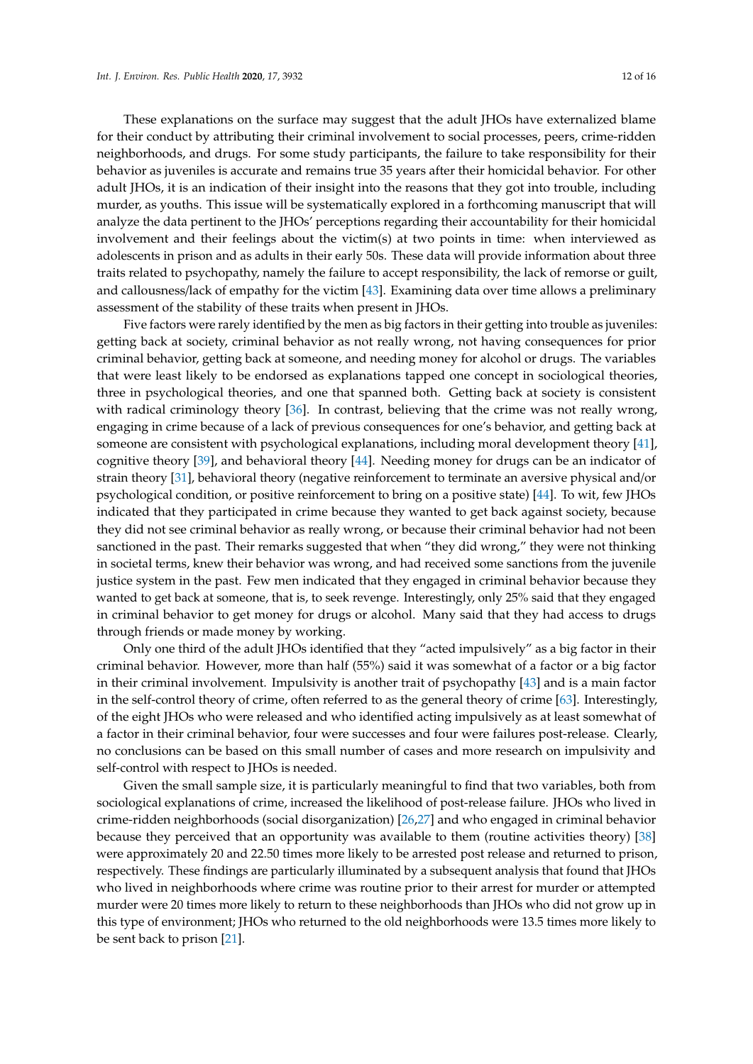These explanations on the surface may suggest that the adult JHOs have externalized blame for their conduct by attributing their criminal involvement to social processes, peers, crime-ridden neighborhoods, and drugs. For some study participants, the failure to take responsibility for their behavior as juveniles is accurate and remains true 35 years after their homicidal behavior. For other adult JHOs, it is an indication of their insight into the reasons that they got into trouble, including murder, as youths. This issue will be systematically explored in a forthcoming manuscript that will analyze the data pertinent to the JHOs' perceptions regarding their accountability for their homicidal involvement and their feelings about the victim(s) at two points in time: when interviewed as adolescents in prison and as adults in their early 50s. These data will provide information about three traits related to psychopathy, namely the failure to accept responsibility, the lack of remorse or guilt, and callousness/lack of empathy for the victim [43]. Examining data over time allows a preliminary assessment of the stability of these traits when present in JHOs.

Five factors were rarely identified by the men as big factors in their getting into trouble as juveniles: getting back at society, criminal behavior as not really wrong, not having consequences for prior criminal behavior, getting back at someone, and needing money for alcohol or drugs. The variables that were least likely to be endorsed as explanations tapped one concept in sociological theories, three in psychological theories, and one that spanned both. Getting back at society is consistent with radical criminology theory [36]. In contrast, believing that the crime was not really wrong, engaging in crime because of a lack of previous consequences for one's behavior, and getting back at someone are consistent with psychological explanations, including moral development theory [41], cognitive theory [39], and behavioral theory [44]. Needing money for drugs can be an indicator of strain theory [31], behavioral theory (negative reinforcement to terminate an aversive physical and/or psychological condition, or positive reinforcement to bring on a positive state) [44]. To wit, few JHOs indicated that they participated in crime because they wanted to get back against society, because they did not see criminal behavior as really wrong, or because their criminal behavior had not been sanctioned in the past. Their remarks suggested that when "they did wrong," they were not thinking in societal terms, knew their behavior was wrong, and had received some sanctions from the juvenile justice system in the past. Few men indicated that they engaged in criminal behavior because they wanted to get back at someone, that is, to seek revenge. Interestingly, only 25% said that they engaged in criminal behavior to get money for drugs or alcohol. Many said that they had access to drugs through friends or made money by working.

Only one third of the adult JHOs identified that they "acted impulsively" as a big factor in their criminal behavior. However, more than half (55%) said it was somewhat of a factor or a big factor in their criminal involvement. Impulsivity is another trait of psychopathy [43] and is a main factor in the self-control theory of crime, often referred to as the general theory of crime [63]. Interestingly, of the eight JHOs who were released and who identified acting impulsively as at least somewhat of a factor in their criminal behavior, four were successes and four were failures post-release. Clearly, no conclusions can be based on this small number of cases and more research on impulsivity and self-control with respect to JHOs is needed.

Given the small sample size, it is particularly meaningful to find that two variables, both from sociological explanations of crime, increased the likelihood of post-release failure. JHOs who lived in crime-ridden neighborhoods (social disorganization) [26,27] and who engaged in criminal behavior because they perceived that an opportunity was available to them (routine activities theory) [38] were approximately 20 and 22.50 times more likely to be arrested post release and returned to prison, respectively. These findings are particularly illuminated by a subsequent analysis that found that JHOs who lived in neighborhoods where crime was routine prior to their arrest for murder or attempted murder were 20 times more likely to return to these neighborhoods than JHOs who did not grow up in this type of environment; JHOs who returned to the old neighborhoods were 13.5 times more likely to be sent back to prison [21].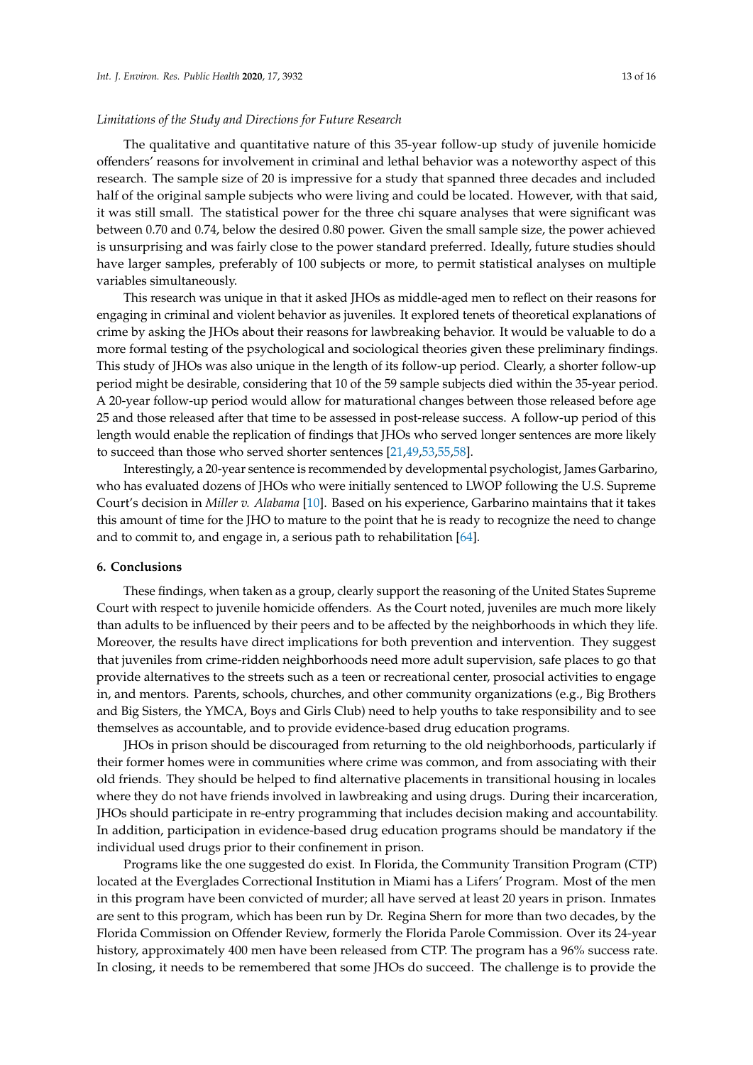*Limitations of the Study and Directions for Future Research*

The qualitative and quantitative nature of this 35-year follow-up study of juvenile homicide offenders' reasons for involvement in criminal and lethal behavior was a noteworthy aspect of this research. The sample size of 20 is impressive for a study that spanned three decades and included half of the original sample subjects who were living and could be located. However, with that said, it was still small. The statistical power for the three chi square analyses that were significant was between 0.70 and 0.74, below the desired 0.80 power. Given the small sample size, the power achieved is unsurprising and was fairly close to the power standard preferred. Ideally, future studies should have larger samples, preferably of 100 subjects or more, to permit statistical analyses on multiple variables simultaneously.

This research was unique in that it asked JHOs as middle-aged men to reflect on their reasons for engaging in criminal and violent behavior as juveniles. It explored tenets of theoretical explanations of crime by asking the JHOs about their reasons for lawbreaking behavior. It would be valuable to do a more formal testing of the psychological and sociological theories given these preliminary findings. This study of JHOs was also unique in the length of its follow-up period. Clearly, a shorter follow-up period might be desirable, considering that 10 of the 59 sample subjects died within the 35-year period. A 20-year follow-up period would allow for maturational changes between those released before age 25 and those released after that time to be assessed in post-release success. A follow-up period of this length would enable the replication of findings that JHOs who served longer sentences are more likely to succeed than those who served shorter sentences [21,49,53,55,58].

Interestingly, a 20-year sentence is recommended by developmental psychologist, James Garbarino, who has evaluated dozens of JHOs who were initially sentenced to LWOP following the U.S. Supreme Court's decision in *Miller v. Alabama* [10]. Based on his experience, Garbarino maintains that it takes this amount of time for the JHO to mature to the point that he is ready to recognize the need to change and to commit to, and engage in, a serious path to rehabilitation [64].

## 6. Conclusions

These findings, when taken as a group, clearly support the reasoning of the United States Supreme Court with respect to juvenile homicide offenders. As the Court noted, juveniles are much more likely than adults to be influenced by their peers and to be affected by the neighborhoods in which they life. Moreover, the results have direct implications for both prevention and intervention. They suggest that juveniles from crime-ridden neighborhoods need more adult supervision, safe places to go that provide alternatives to the streets such as a teen or recreational center, prosocial activities to engage in, and mentors. Parents, schools, churches, and other community organizations (e.g., Big Brothers and Big Sisters, the YMCA, Boys and Girls Club) need to help youths to take responsibility and to see themselves as accountable, and to provide evidence-based drug education programs.

JHOs in prison should be discouraged from returning to the old neighborhoods, particularly if their former homes were in communities where crime was common, and from associating with their old friends. They should be helped to find alternative placements in transitional housing in locales where they do not have friends involved in lawbreaking and using drugs. During their incarceration, JHOs should participate in re-entry programming that includes decision making and accountability. In addition, participation in evidence-based drug education programs should be mandatory if the individual used drugs prior to their confinement in prison.

Programs like the one suggested do exist. In Florida, the Community Transition Program (CTP) located at the Everglades Correctional Institution in Miami has a Lifers' Program. Most of the men in this program have been convicted of murder; all have served at least 20 years in prison. Inmates are sent to this program, which has been run by Dr. Regina Shern for more than two decades, by the Florida Commission on Offender Review, formerly the Florida Parole Commission. Over its 24-year history, approximately 400 men have been released from CTP. The program has a 96% success rate. In closing, it needs to be remembered that some JHOs do succeed. The challenge is to provide the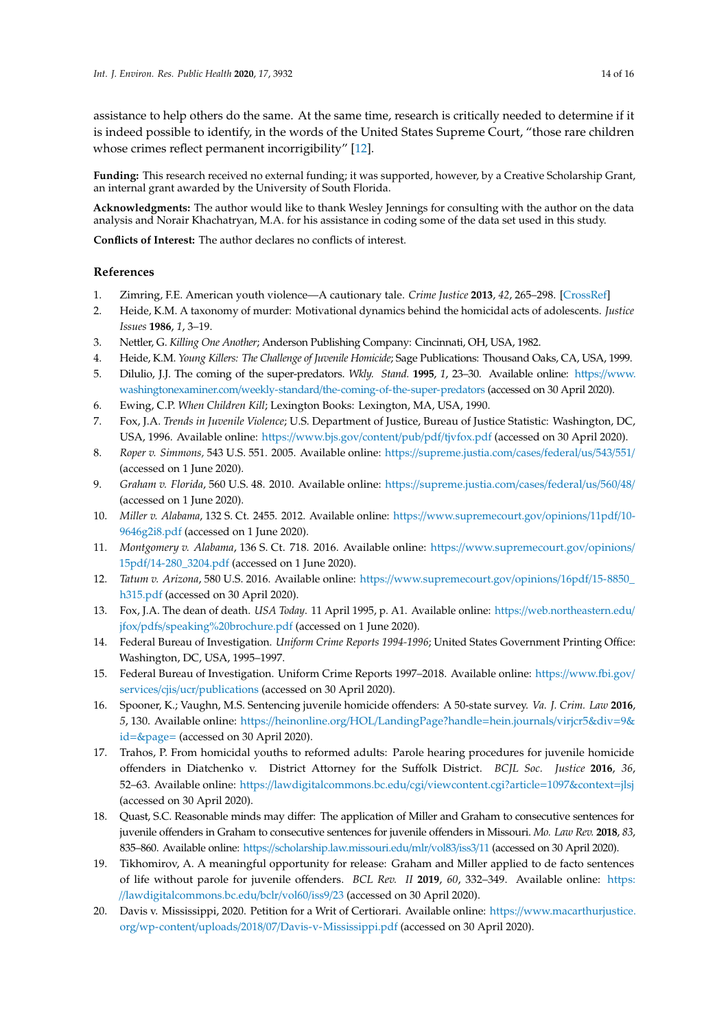assistance to help others do the same. At the same time, research is critically needed to determine if it is indeed possible to identify, in the words of the United States Supreme Court, "those rare children whose crimes reflect permanent incorrigibility" [12].

**Funding:** This research received no external funding; it was supported, however, by a Creative Scholarship Grant, an internal grant awarded by the University of South Florida.

**Acknowledgments:** The author would like to thank Wesley Jennings for consulting with the author on the data analysis and Norair Khachatryan, M.A. for his assistance in coding some of the data set used in this study.

**Conflicts of Interest:** The author declares no conflicts of interest.

## References

1. Zimring, F.E. American youth violence—A cautionary tale. *Crime Justice* **2013**, *42*, 265–298. [CrossRef]
2. Heide, K.M. A taxonomy of murder: Motivational dynamics behind the homicidal acts of adolescents. *Justice Issues* **1986**, *1*, 3–19.
3. Nettler, G. *Killing One Another*; Anderson Publishing Company: Cincinnati, OH, USA, 1982.
4. Heide, K.M. *Young Killers: The Challenge of Juvenile Homicide*; Sage Publications: Thousand Oaks, CA, USA, 1999.
5. Dilulio, J.J. The coming of the super-predators. *Wkly. Stand.* **1995**, *1*, 23–30. Available online: https://www.washingtonexaminer.com/weekly-standard/the-coming-of-the-super-predators (accessed on 30 April 2020).
6. Ewing, C.P. *When Children Kill*; Lexington Books: Lexington, MA, USA, 1990.
7. Fox, J.A. *Trends in Juvenile Violence*; U.S. Department of Justice, Bureau of Justice Statistic: Washington, DC, USA, 1996. Available online: https://www.bjs.gov/content/pub/pdf/tjvfox.pdf (accessed on 30 April 2020).
8. *Roper v. Simmons*, 543 U.S. 551. 2005. Available online: https://supreme.justia.com/cases/federal/us/543/551/ (accessed on 1 June 2020).
9. *Graham v. Florida*, 560 U.S. 48. 2010. Available online: https://supreme.justia.com/cases/federal/us/560/48/ (accessed on 1 June 2020).
10. *Miller v. Alabama*, 132 S. Ct. 2455. 2012. Available online: https://www.supremecourt.gov/opinions/11pdf/10-9646g2i8.pdf (accessed on 1 June 2020).
11. *Montgomery v. Alabama*, 136 S. Ct. 718. 2016. Available online: https://www.supremecourt.gov/opinions/15pdf/14-280_3204.pdf (accessed on 1 June 2020).
12. *Tatum v. Arizona*, 580 U.S. 2016. Available online: https://www.supremecourt.gov/opinions/16pdf/15-8850_h315.pdf (accessed on 30 April 2020).
13. Fox, J.A. The dean of death. *USA Today*. 11 April 1995, p. A1. Available online: https://web.northeastern.edu/jfox/pdfs/speaking%20brochure.pdf (accessed on 1 June 2020).
14. Federal Bureau of Investigation. *Uniform Crime Reports 1994-1996*; United States Government Printing Office: Washington, DC, USA, 1995–1997.
15. Federal Bureau of Investigation. Uniform Crime Reports 1997–2018. Available online: https://www.fbi.gov/services/cjis/ucr/publications (accessed on 30 April 2020).
16. Spooner, K.; Vaughn, M.S. Sentencing juvenile homicide offenders: A 50-state survey. *Va. J. Crim. Law* **2016**, *5*, 130. Available online: https://heinonline.org/HOL/LandingPage?handle=hein.journals/virjcr5&div=9&id=&page= (accessed on 30 April 2020).
17. Trahos, P. From homicidal youths to reformed adults: Parole hearing procedures for juvenile homicide offenders in Diatchenko v. District Attorney for the Suffolk District. *BCJL Soc. Justice* **2016**, *36*, 52–63. Available online: https://lawdigitalcommons.bc.edu/cgi/viewcontent.cgi?article=1097&context=jlsj (accessed on 30 April 2020).
18. Quast, S.C. Reasonable minds may differ: The application of Miller and Graham to consecutive sentences for juvenile offenders in Graham to consecutive sentences for juvenile offenders in Missouri. *Mo. Law Rev.* **2018**, *83*, 835–860. Available online: https://scholarship.law.missouri.edu/mlr/vol83/iss3/11 (accessed on 30 April 2020).
19. Tikhomirov, A. A meaningful opportunity for release: Graham and Miller applied to de facto sentences of life without parole for juvenile offenders. *BCL Rev. II* **2019**, *60*, 332–349. Available online: https://lawdigitalcommons.bc.edu/bclr/vol60/iss9/23 (accessed on 30 April 2020).
20. Davis v. Mississippi, 2020. Petition for a Writ of Certiorari. Available online: https://www.macarthurjustice.org/wp-content/uploads/2018/07/Davis-v-Mississippi.pdf (accessed on 30 April 2020).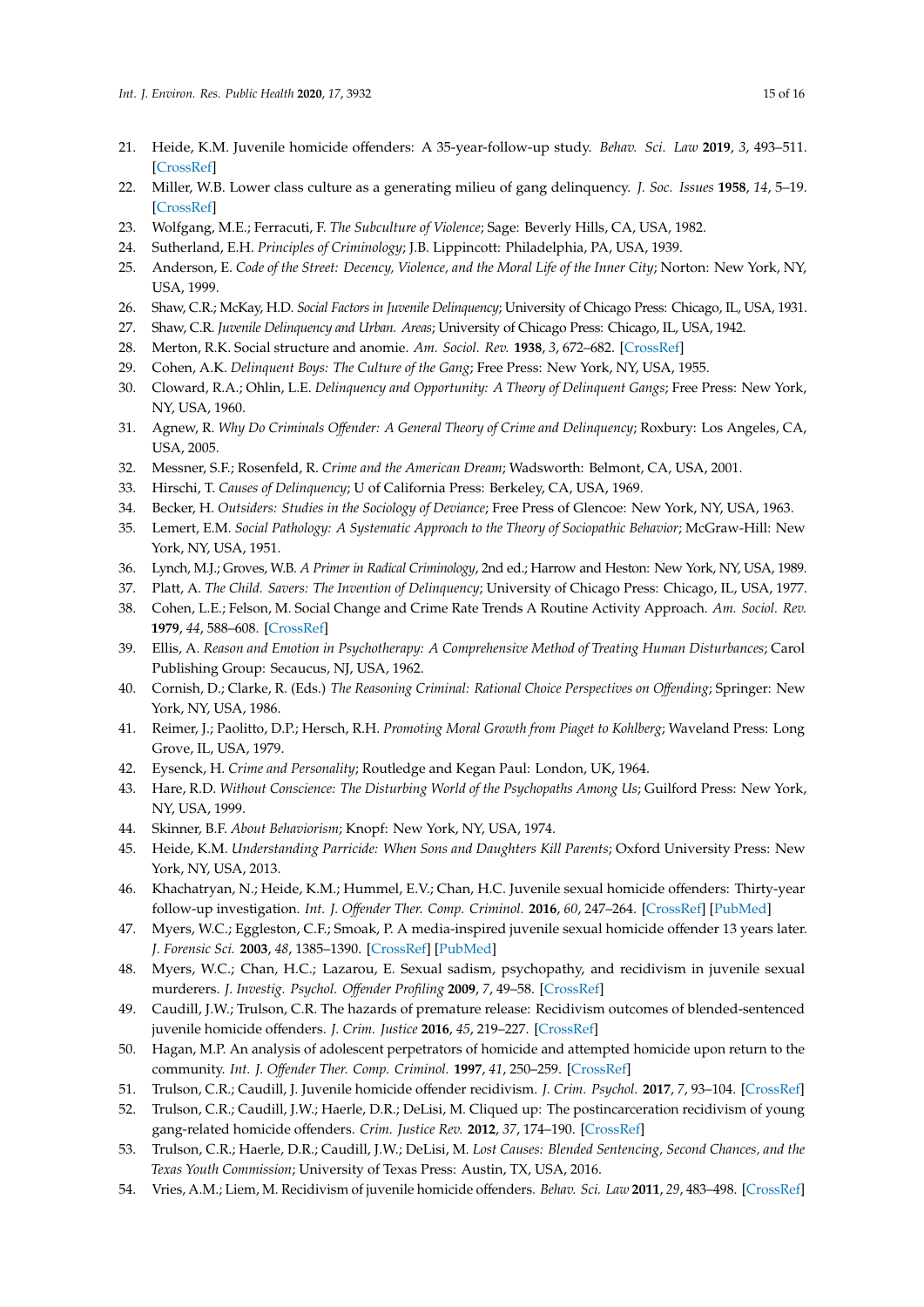21. Heide, K.M. Juvenile homicide offenders: A 35-year-follow-up study. *Behav. Sci. Law* **2019**, *3*, 493–511. [CrossRef]
22. Miller, W.B. Lower class culture as a generating milieu of gang delinquency. *J. Soc. Issues* **1958**, *14*, 5–19. [CrossRef]
23. Wolfgang, M.E.; Ferracuti, F. *The Subculture of Violence*; Sage: Beverly Hills, CA, USA, 1982.
24. Sutherland, E.H. *Principles of Criminology*; J.B. Lippincott: Philadelphia, PA, USA, 1939.
25. Anderson, E. *Code of the Street: Decency, Violence, and the Moral Life of the Inner City*; Norton: New York, NY, USA, 1999.
26. Shaw, C.R.; McKay, H.D. *Social Factors in Juvenile Delinquency*; University of Chicago Press: Chicago, IL, USA, 1931.
27. Shaw, C.R. *Juvenile Delinquency and Urban. Areas*; University of Chicago Press: Chicago, IL, USA, 1942.
28. Merton, R.K. Social structure and anomie. *Am. Sociol. Rev.* **1938**, *3*, 672–682. [CrossRef]
29. Cohen, A.K. *Delinquent Boys: The Culture of the Gang*; Free Press: New York, NY, USA, 1955.
30. Cloward, R.A.; Ohlin, L.E. *Delinquency and Opportunity: A Theory of Delinquent Gangs*; Free Press: New York, NY, USA, 1960.
31. Agnew, R. *Why Do Criminals Offender: A General Theory of Crime and Delinquency*; Roxbury: Los Angeles, CA, USA, 2005.
32. Messner, S.F.; Rosenfeld, R. *Crime and the American Dream*; Wadsworth: Belmont, CA, USA, 2001.
33. Hirschi, T. *Causes of Delinquency*; U of California Press: Berkeley, CA, USA, 1969.
34. Becker, H. *Outsiders: Studies in the Sociology of Deviance*; Free Press of Glencoe: New York, NY, USA, 1963.
35. Lemert, E.M. *Social Pathology: A Systematic Approach to the Theory of Sociopathic Behavior*; McGraw-Hill: New York, NY, USA, 1951.
36. Lynch, M.J.; Groves, W.B. *A Primer in Radical Criminology*, 2nd ed.; Harrow and Heston: New York, NY, USA, 1989.
37. Platt, A. *The Child. Savers: The Invention of Delinquency*; University of Chicago Press: Chicago, IL, USA, 1977.
38. Cohen, L.E.; Felson, M. Social Change and Crime Rate Trends A Routine Activity Approach. *Am. Sociol. Rev.* **1979**, *44*, 588–608. [CrossRef]
39. Ellis, A. *Reason and Emotion in Psychotherapy: A Comprehensive Method of Treating Human Disturbances*; Carol Publishing Group: Secaucus, NJ, USA, 1962.
40. Cornish, D.; Clarke, R. (Eds.) *The Reasoning Criminal: Rational Choice Perspectives on Offending*; Springer: New York, NY, USA, 1986.
41. Reimer, J.; Paolitto, D.P.; Hersch, R.H. *Promoting Moral Growth from Piaget to Kohlberg*; Waveland Press: Long Grove, IL, USA, 1979.
42. Eysenck, H. *Crime and Personality*; Routledge and Kegan Paul: London, UK, 1964.
43. Hare, R.D. *Without Conscience: The Disturbing World of the Psychopaths Among Us*; Guilford Press: New York, NY, USA, 1999.
44. Skinner, B.F. *About Behaviorism*; Knopf: New York, NY, USA, 1974.
45. Heide, K.M. *Understanding Parricide: When Sons and Daughters Kill Parents*; Oxford University Press: New York, NY, USA, 2013.
46. Khachatryan, N.; Heide, K.M.; Hummel, E.V.; Chan, H.C. Juvenile sexual homicide offenders: Thirty-year follow-up investigation. *Int. J. Offender Ther. Comp. Criminol.* **2016**, *60*, 247–264. [CrossRef] [PubMed]
47. Myers, W.C.; Eggleston, C.F.; Smoak, P. A media-inspired juvenile sexual homicide offender 13 years later. *J. Forensic Sci.* **2003**, *48*, 1385–1390. [CrossRef] [PubMed]
48. Myers, W.C.; Chan, H.C.; Lazarou, E. Sexual sadism, psychopathy, and recidivism in juvenile sexual murderers. *J. Investig. Psychol. Offender Profiling* **2009**, *7*, 49–58. [CrossRef]
49. Caudill, J.W.; Trulson, C.R. The hazards of premature release: Recidivism outcomes of blended-sentenced juvenile homicide offenders. *J. Crim. Justice* **2016**, *45*, 219–227. [CrossRef]
50. Hagan, M.P. An analysis of adolescent perpetrators of homicide and attempted homicide upon return to the community. *Int. J. Offender Ther. Comp. Criminol.* **1997**, *41*, 250–259. [CrossRef]
51. Trulson, C.R.; Caudill, J. Juvenile homicide offender recidivism. *J. Crim. Psychol.* **2017**, *7*, 93–104. [CrossRef]
52. Trulson, C.R.; Caudill, J.W.; Haerle, D.R.; DeLisi, M. Cliqued up: The postincarceration recidivism of young gang-related homicide offenders. *Crim. Justice Rev.* **2012**, *37*, 174–190. [CrossRef]
53. Trulson, C.R.; Haerle, D.R.; Caudill, J.W.; DeLisi, M. *Lost Causes: Blended Sentencing, Second Chances, and the Texas Youth Commission*; University of Texas Press: Austin, TX, USA, 2016.
54. Vries, A.M.; Liem, M. Recidivism of juvenile homicide offenders. *Behav. Sci. Law* **2011**, *29*, 483–498. [CrossRef]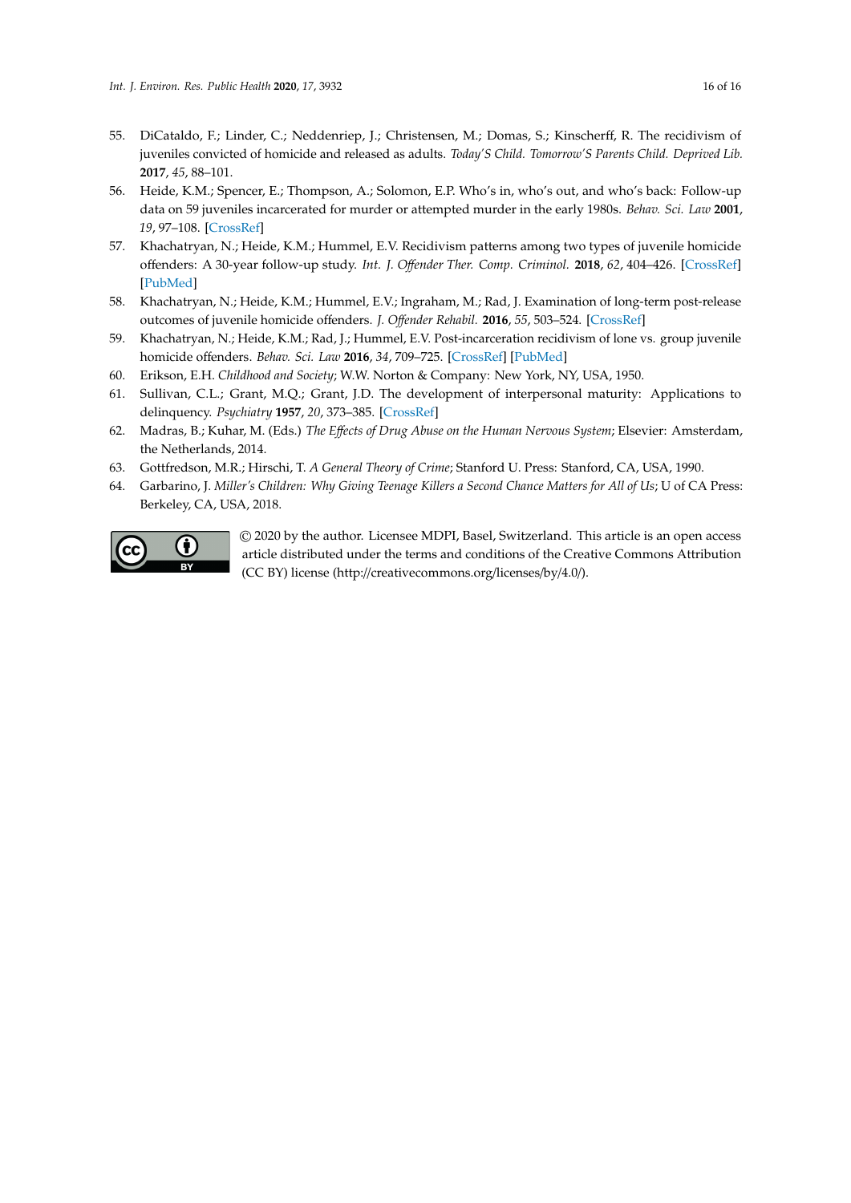55. DiCataldo, F.; Linder, C.; Neddenriep, J.; Christensen, M.; Domas, S.; Kinscherff, R. The recidivism of juveniles convicted of homicide and released as adults. *Today'S Child. Tomorrow'S Parents Child. Deprived Lib.* **2017**, *45*, 88–101.
56. Heide, K.M.; Spencer, E.; Thompson, A.; Solomon, E.P. Who's in, who's out, and who's back: Follow-up data on 59 juveniles incarcerated for murder or attempted murder in the early 1980s. *Behav. Sci. Law* **2001**, *19*, 97–108. [CrossRef]
57. Khachatryan, N.; Heide, K.M.; Hummel, E.V. Recidivism patterns among two types of juvenile homicide offenders: A 30-year follow-up study. *Int. J. Offender Ther. Comp. Criminol.* **2018**, *62*, 404–426. [CrossRef] [PubMed]
58. Khachatryan, N.; Heide, K.M.; Hummel, E.V.; Ingraham, M.; Rad, J. Examination of long-term post-release outcomes of juvenile homicide offenders. *J. Offender Rehabil.* **2016**, *55*, 503–524. [CrossRef]
59. Khachatryan, N.; Heide, K.M.; Rad, J.; Hummel, E.V. Post-incarceration recidivism of lone vs. group juvenile homicide offenders. *Behav. Sci. Law* **2016**, *34*, 709–725. [CrossRef] [PubMed]
60. Erikson, E.H. *Childhood and Society*; W.W. Norton & Company: New York, NY, USA, 1950.
61. Sullivan, C.L.; Grant, M.Q.; Grant, J.D. The development of interpersonal maturity: Applications to delinquency. *Psychiatry* **1957**, *20*, 373–385. [CrossRef]
62. Madras, B.; Kuhar, M. (Eds.) *The Effects of Drug Abuse on the Human Nervous System*; Elsevier: Amsterdam, the Netherlands, 2014.
63. Gottfredson, M.R.; Hirschi, T. *A General Theory of Crime*; Stanford U. Press: Stanford, CA, USA, 1990.
64. Garbarino, J. *Miller's Children: Why Giving Teenage Killers a Second Chance Matters for All of Us*; U of CA Press: Berkeley, CA, USA, 2018.

© 2020 by the author. Licensee MDPI, Basel, Switzerland. This article is an open access article distributed under the terms and conditions of the Creative Commons Attribution (CC BY) license (http://creativecommons.org/licenses/by/4.0/).